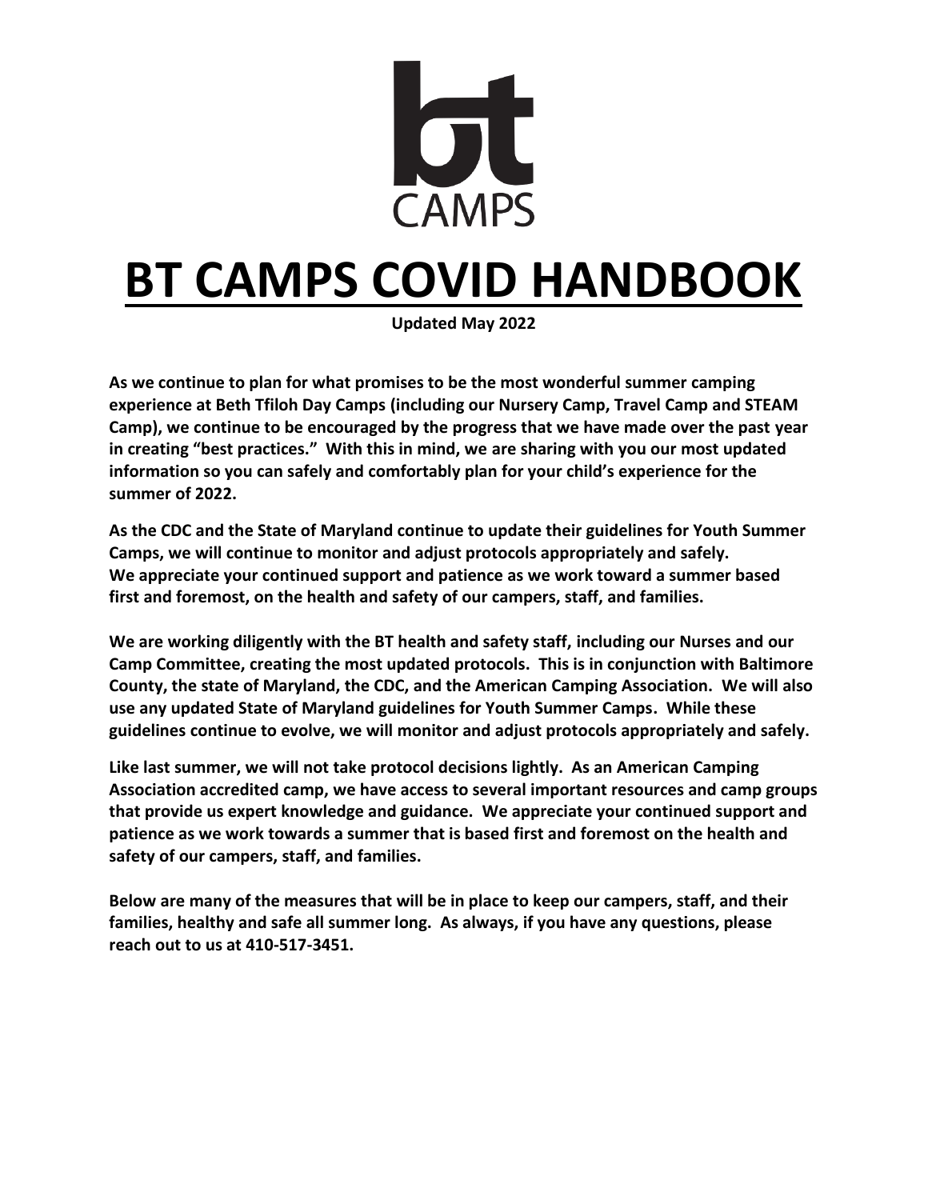bt CAMPS

# BT CAMPS COVID HANDBOOK

**Updated May 2022**

**As we continue to plan for what promises to be the most wonderful summer camping experience at Beth Tfiloh Day Camps (including our Nursery Camp, Travel Camp and STEAM Camp), we continue to be encouraged by the progress that we have made over the past year in creating "best practices." With this in mind, we are sharing with you our most updated information so you can safely and comfortably plan for your child's experience for the summer of 2022.**

**As the CDC and the State of Maryland continue to update their guidelines for Youth Summer Camps, we will continue to monitor and adjust protocols appropriately and safely. We appreciate your continued support and patience as we work toward a summer based first and foremost, on the health and safety of our campers, staff, and families.**

**We are working diligently with the BT health and safety staff, including our Nurses and our Camp Committee, creating the most updated protocols. This is in conjunction with Baltimore County, the state of Maryland, the CDC, and the American Camping Association. We will also use any updated State of Maryland guidelines for Youth Summer Camps. While these guidelines continue to evolve, we will monitor and adjust protocols appropriately and safely.**

**Like last summer, we will not take protocol decisions lightly. As an American Camping Association accredited camp, we have access to several important resources and camp groups that provide us expert knowledge and guidance. We appreciate your continued support and patience as we work towards a summer that is based first and foremost on the health and safety of our campers, staff, and families.**

**Below are many of the measures that will be in place to keep our campers, staff, and their families, healthy and safe all summer long. As always, if you have any questions, please reach out to us at 410-517-3451.**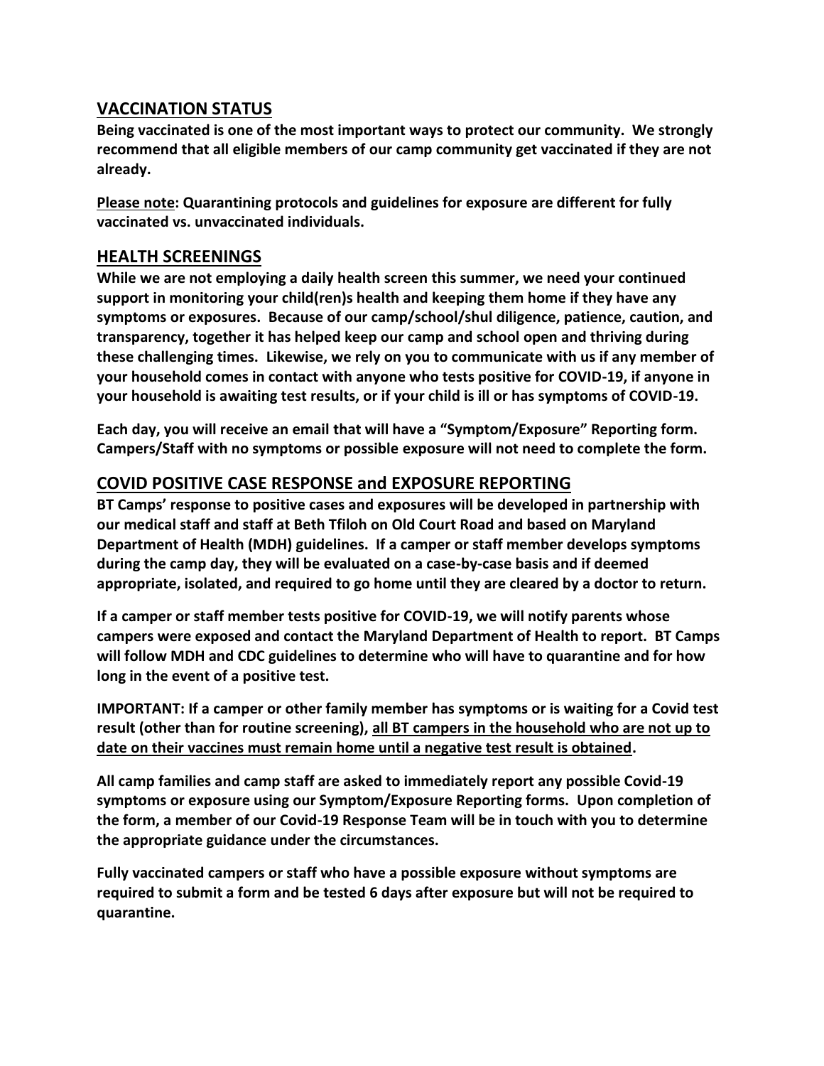## VACCINATION STATUS

**Being vaccinated is one of the most important ways to protect our community. We strongly recommend that all eligible members of our camp community get vaccinated if they are not already.**

**<u>Please note</u>: Quarantining protocols and guidelines for exposure are different for fully vaccinated vs. unvaccinated individuals.**

## HEALTH SCREENINGS

**While we are not employing a daily health screen this summer, we need your continued support in monitoring your child(ren)s health and keeping them home if they have any symptoms or exposures. Because of our camp/school/shul diligence, patience, caution, and transparency, together it has helped keep our camp and school open and thriving during these challenging times. Likewise, we rely on you to communicate with us if any member of your household comes in contact with anyone who tests positive for COVID-19, if anyone in your household is awaiting test results, or if your child is ill or has symptoms of COVID-19.**

**Each day, you will receive an email that will have a "Symptom/Exposure" Reporting form. Campers/Staff with no symptoms or possible exposure will not need to complete the form.**

## COVID POSITIVE CASE RESPONSE and EXPOSURE REPORTING

**BT Camps' response to positive cases and exposures will be developed in partnership with our medical staff and staff at Beth Tfiloh on Old Court Road and based on Maryland Department of Health (MDH) guidelines. If a camper or staff member develops symptoms during the camp day, they will be evaluated on a case-by-case basis and if deemed appropriate, isolated, and required to go home until they are cleared by a doctor to return.**

**If a camper or staff member tests positive for COVID-19, we will notify parents whose campers were exposed and contact the Maryland Department of Health to report. BT Camps will follow MDH and CDC guidelines to determine who will have to quarantine and for how long in the event of a positive test.**

**IMPORTANT: If a camper or other family member has symptoms or is waiting for a Covid test result (other than for routine screening), <u>all BT campers in the household who are not up to date on their vaccines must remain home until a negative test result is obtained</u>.**

**All camp families and camp staff are asked to immediately report any possible Covid-19 symptoms or exposure using our Symptom/Exposure Reporting forms. Upon completion of the form, a member of our Covid-19 Response Team will be in touch with you to determine the appropriate guidance under the circumstances.**

**Fully vaccinated campers or staff who have a possible exposure without symptoms are required to submit a form and be tested 6 days after exposure but will not be required to quarantine.**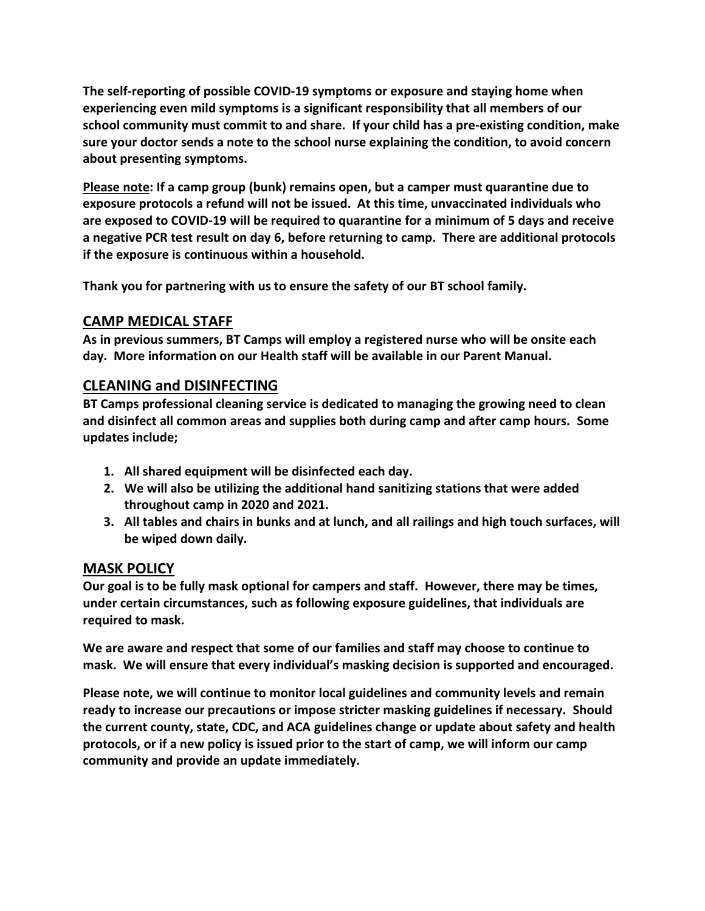**The self-reporting of possible COVID-19 symptoms or exposure and staying home when experiencing even mild symptoms is a significant responsibility that all members of our school community must commit to and share. If your child has a pre-existing condition, make sure your doctor sends a note to the school nurse explaining the condition, to avoid concern about presenting symptoms.**

**<u>Please note</u>: If a camp group (bunk) remains open, but a camper must quarantine due to exposure protocols a refund will not be issued. At this time, unvaccinated individuals who are exposed to COVID-19 will be required to quarantine for a minimum of 5 days and receive a negative PCR test result on day 6, before returning to camp. There are additional protocols if the exposure is continuous within a household.**

**Thank you for partnering with us to ensure the safety of our BT school family.**

## CAMP MEDICAL STAFF

**As in previous summers, BT Camps will employ a registered nurse who will be onsite each day. More information on our Health staff will be available in our Parent Manual.**

## CLEANING and DISINFECTING

**BT Camps professional cleaning service is dedicated to managing the growing need to clean and disinfect all common areas and supplies both during camp and after camp hours. Some updates include;**

1. **All shared equipment will be disinfected each day.**
2. **We will also be utilizing the additional hand sanitizing stations that were added throughout camp in 2020 and 2021.**
3. **All tables and chairs in bunks and at lunch, and all railings and high touch surfaces, will be wiped down daily.**

## MASK POLICY

**Our goal is to be fully mask optional for campers and staff. However, there may be times, under certain circumstances, such as following exposure guidelines, that individuals are required to mask.**

**We are aware and respect that some of our families and staff may choose to continue to mask. We will ensure that every individual's masking decision is supported and encouraged.**

**Please note, we will continue to monitor local guidelines and community levels and remain ready to increase our precautions or impose stricter masking guidelines if necessary. Should the current county, state, CDC, and ACA guidelines change or update about safety and health protocols, or if a new policy is issued prior to the start of camp, we will inform our camp community and provide an update immediately.**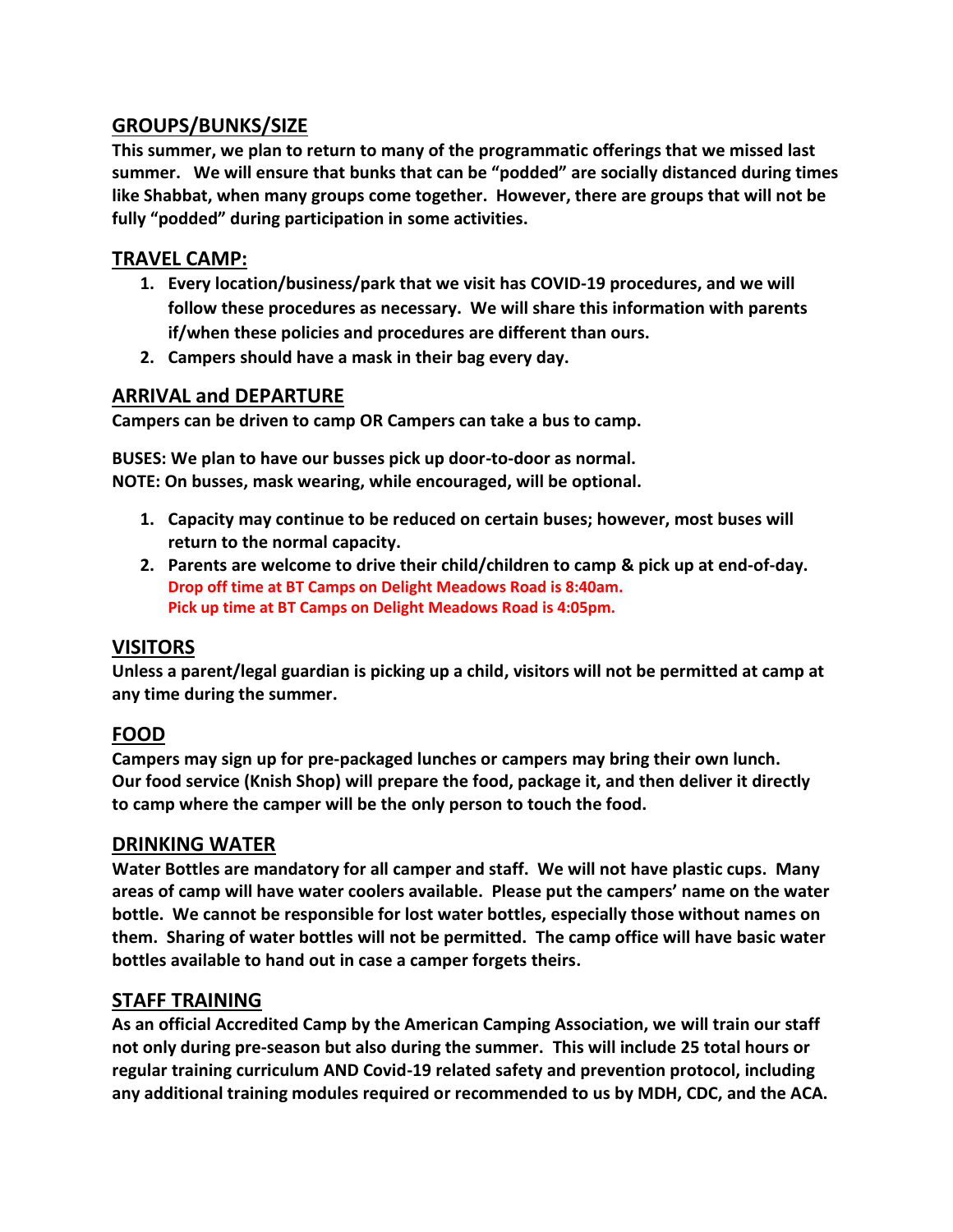## GROUPS/BUNKS/SIZE

**This summer, we plan to return to many of the programmatic offerings that we missed last summer. We will ensure that bunks that can be "podded" are socially distanced during times like Shabbat, when many groups come together. However, there are groups that will not be fully "podded" during participation in some activities.**

## TRAVEL CAMP:

1. **Every location/business/park that we visit has COVID-19 procedures, and we will follow these procedures as necessary. We will share this information with parents if/when these policies and procedures are different than ours.**
2. **Campers should have a mask in their bag every day.**

## ARRIVAL and DEPARTURE

**Campers can be driven to camp OR Campers can take a bus to camp.**

**BUSES: We plan to have our busses pick up door-to-door as normal.**
**NOTE: On busses, mask wearing, while encouraged, will be optional.**

1. **Capacity may continue to be reduced on certain buses; however, most buses will return to the normal capacity.**
2. **Parents are welcome to drive their child/children to camp & pick up at end-of-day.**
   **Drop off time at BT Camps on Delight Meadows Road is 8:40am.**
   **Pick up time at BT Camps on Delight Meadows Road is 4:05pm.**

## VISITORS

**Unless a parent/legal guardian is picking up a child, visitors will not be permitted at camp at any time during the summer.**

## FOOD

**Campers may sign up for pre-packaged lunches or campers may bring their own lunch. Our food service (Knish Shop) will prepare the food, package it, and then deliver it directly to camp where the camper will be the only person to touch the food.**

## DRINKING WATER

**Water Bottles are mandatory for all camper and staff. We will not have plastic cups. Many areas of camp will have water coolers available. Please put the campers' name on the water bottle. We cannot be responsible for lost water bottles, especially those without names on them. Sharing of water bottles will not be permitted. The camp office will have basic water bottles available to hand out in case a camper forgets theirs.**

## STAFF TRAINING

**As an official Accredited Camp by the American Camping Association, we will train our staff not only during pre-season but also during the summer. This will include 25 total hours or regular training curriculum AND Covid-19 related safety and prevention protocol, including any additional training modules required or recommended to us by MDH, CDC, and the ACA.**